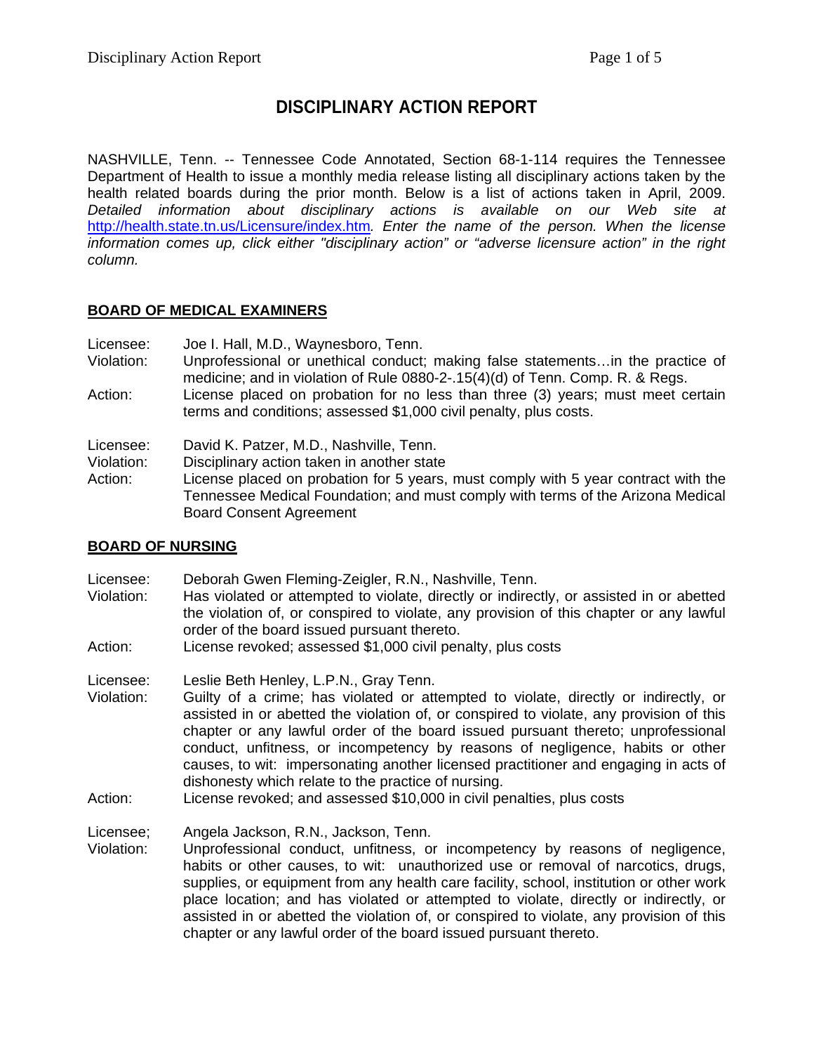# DISCIPLINARY ACTION REPORT

NASHVILLE, Tenn. -- Tennessee Code Annotated, Section 68-1-114 requires the Tennessee Department of Health to issue a monthly media release listing all disciplinary actions taken by the health related boards during the prior month. Below is a list of actions taken in April, 2009. *Detailed information about disciplinary actions is available on our Web site at* http://health.state.tn.us/Licensure/index.htm*. Enter the name of the person. When the license information comes up, click either "disciplinary action" or "adverse licensure action" in the right column.*

## BOARD OF MEDICAL EXAMINERS

Licensee: Joe I. Hall, M.D., Waynesboro, Tenn.
Violation: Unprofessional or unethical conduct; making false statements…in the practice of medicine; and in violation of Rule 0880-2-.15(4)(d) of Tenn. Comp. R. & Regs.
Action: License placed on probation for no less than three (3) years; must meet certain terms and conditions; assessed $1,000 civil penalty, plus costs.

Licensee: David K. Patzer, M.D., Nashville, Tenn.
Violation: Disciplinary action taken in another state
Action: License placed on probation for 5 years, must comply with 5 year contract with the Tennessee Medical Foundation; and must comply with terms of the Arizona Medical Board Consent Agreement

## BOARD OF NURSING

Licensee: Deborah Gwen Fleming-Zeigler, R.N., Nashville, Tenn.
Violation: Has violated or attempted to violate, directly or indirectly, or assisted in or abetted the violation of, or conspired to violate, any provision of this chapter or any lawful order of the board issued pursuant thereto.
Action: License revoked; assessed $1,000 civil penalty, plus costs

Licensee: Leslie Beth Henley, L.P.N., Gray Tenn.
Violation: Guilty of a crime; has violated or attempted to violate, directly or indirectly, or assisted in or abetted the violation of, or conspired to violate, any provision of this chapter or any lawful order of the board issued pursuant thereto; unprofessional conduct, unfitness, or incompetency by reasons of negligence, habits or other causes, to wit: impersonating another licensed practitioner and engaging in acts of dishonesty which relate to the practice of nursing.
Action: License revoked; and assessed $10,000 in civil penalties, plus costs

Licensee; Angela Jackson, R.N., Jackson, Tenn.
Violation: Unprofessional conduct, unfitness, or incompetency by reasons of negligence, habits or other causes, to wit: unauthorized use or removal of narcotics, drugs, supplies, or equipment from any health care facility, school, institution or other work place location; and has violated or attempted to violate, directly or indirectly, or assisted in or abetted the violation of, or conspired to violate, any provision of this chapter or any lawful order of the board issued pursuant thereto.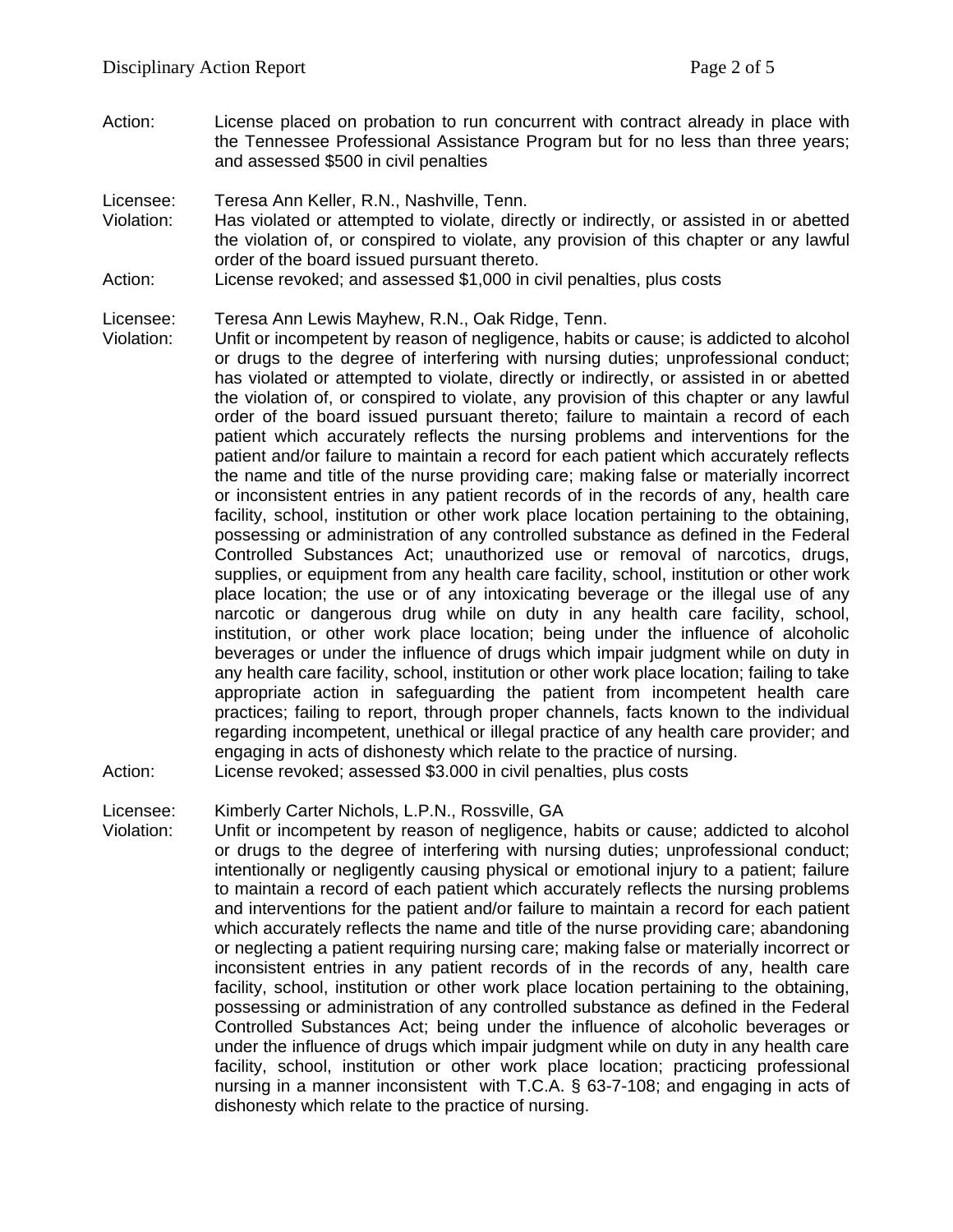Action: License placed on probation to run concurrent with contract already in place with the Tennessee Professional Assistance Program but for no less than three years; and assessed $500 in civil penalties

Licensee: Teresa Ann Keller, R.N., Nashville, Tenn.
Violation: Has violated or attempted to violate, directly or indirectly, or assisted in or abetted the violation of, or conspired to violate, any provision of this chapter or any lawful order of the board issued pursuant thereto.
Action: License revoked; and assessed $1,000 in civil penalties, plus costs

Licensee: Teresa Ann Lewis Mayhew, R.N., Oak Ridge, Tenn.
Violation: Unfit or incompetent by reason of negligence, habits or cause; is addicted to alcohol or drugs to the degree of interfering with nursing duties; unprofessional conduct; has violated or attempted to violate, directly or indirectly, or assisted in or abetted the violation of, or conspired to violate, any provision of this chapter or any lawful order of the board issued pursuant thereto; failure to maintain a record of each patient which accurately reflects the nursing problems and interventions for the patient and/or failure to maintain a record for each patient which accurately reflects the name and title of the nurse providing care; making false or materially incorrect or inconsistent entries in any patient records of in the records of any, health care facility, school, institution or other work place location pertaining to the obtaining, possessing or administration of any controlled substance as defined in the Federal Controlled Substances Act; unauthorized use or removal of narcotics, drugs, supplies, or equipment from any health care facility, school, institution or other work place location; the use or of any intoxicating beverage or the illegal use of any narcotic or dangerous drug while on duty in any health care facility, school, institution, or other work place location; being under the influence of alcoholic beverages or under the influence of drugs which impair judgment while on duty in any health care facility, school, institution or other work place location; failing to take appropriate action in safeguarding the patient from incompetent health care practices; failing to report, through proper channels, facts known to the individual regarding incompetent, unethical or illegal practice of any health care provider; and engaging in acts of dishonesty which relate to the practice of nursing.
Action: License revoked; assessed $3.000 in civil penalties, plus costs

Licensee: Kimberly Carter Nichols, L.P.N., Rossville, GA
Violation: Unfit or incompetent by reason of negligence, habits or cause; addicted to alcohol or drugs to the degree of interfering with nursing duties; unprofessional conduct; intentionally or negligently causing physical or emotional injury to a patient; failure to maintain a record of each patient which accurately reflects the nursing problems and interventions for the patient and/or failure to maintain a record for each patient which accurately reflects the name and title of the nurse providing care; abandoning or neglecting a patient requiring nursing care; making false or materially incorrect or inconsistent entries in any patient records of in the records of any, health care facility, school, institution or other work place location pertaining to the obtaining, possessing or administration of any controlled substance as defined in the Federal Controlled Substances Act; being under the influence of alcoholic beverages or under the influence of drugs which impair judgment while on duty in any health care facility, school, institution or other work place location; practicing professional nursing in a manner inconsistent with T.C.A. § 63-7-108; and engaging in acts of dishonesty which relate to the practice of nursing.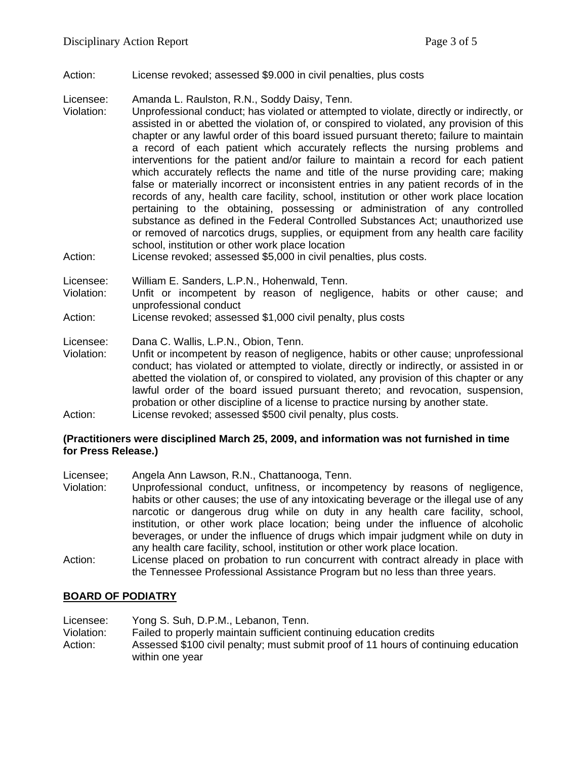Action: License revoked; assessed $9.000 in civil penalties, plus costs

Licensee: Amanda L. Raulston, R.N., Soddy Daisy, Tenn.
Violation: Unprofessional conduct; has violated or attempted to violate, directly or indirectly, or assisted in or abetted the violation of, or conspired to violated, any provision of this chapter or any lawful order of this board issued pursuant thereto; failure to maintain a record of each patient which accurately reflects the nursing problems and interventions for the patient and/or failure to maintain a record for each patient which accurately reflects the name and title of the nurse providing care; making false or materially incorrect or inconsistent entries in any patient records of in the records of any, health care facility, school, institution or other work place location pertaining to the obtaining, possessing or administration of any controlled substance as defined in the Federal Controlled Substances Act; unauthorized use or removed of narcotics drugs, supplies, or equipment from any health care facility school, institution or other work place location
Action: License revoked; assessed $5,000 in civil penalties, plus costs.

Licensee: William E. Sanders, L.P.N., Hohenwald, Tenn.
Violation: Unfit or incompetent by reason of negligence, habits or other cause; and unprofessional conduct
Action: License revoked; assessed $1,000 civil penalty, plus costs

Licensee: Dana C. Wallis, L.P.N., Obion, Tenn.
Violation: Unfit or incompetent by reason of negligence, habits or other cause; unprofessional conduct; has violated or attempted to violate, directly or indirectly, or assisted in or abetted the violation of, or conspired to violated, any provision of this chapter or any lawful order of the board issued pursuant thereto; and revocation, suspension, probation or other discipline of a license to practice nursing by another state.
Action: License revoked; assessed $500 civil penalty, plus costs.

**(Practitioners were disciplined March 25, 2009, and information was not furnished in time for Press Release.)**

Licensee; Angela Ann Lawson, R.N., Chattanooga, Tenn.
Violation: Unprofessional conduct, unfitness, or incompetency by reasons of negligence, habits or other causes; the use of any intoxicating beverage or the illegal use of any narcotic or dangerous drug while on duty in any health care facility, school, institution, or other work place location; being under the influence of alcoholic beverages, or under the influence of drugs which impair judgment while on duty in any health care facility, school, institution or other work place location.
Action: License placed on probation to run concurrent with contract already in place with the Tennessee Professional Assistance Program but no less than three years.

## BOARD OF PODIATRY

Licensee: Yong S. Suh, D.P.M., Lebanon, Tenn.
Violation: Failed to properly maintain sufficient continuing education credits
Action: Assessed $100 civil penalty; must submit proof of 11 hours of continuing education within one year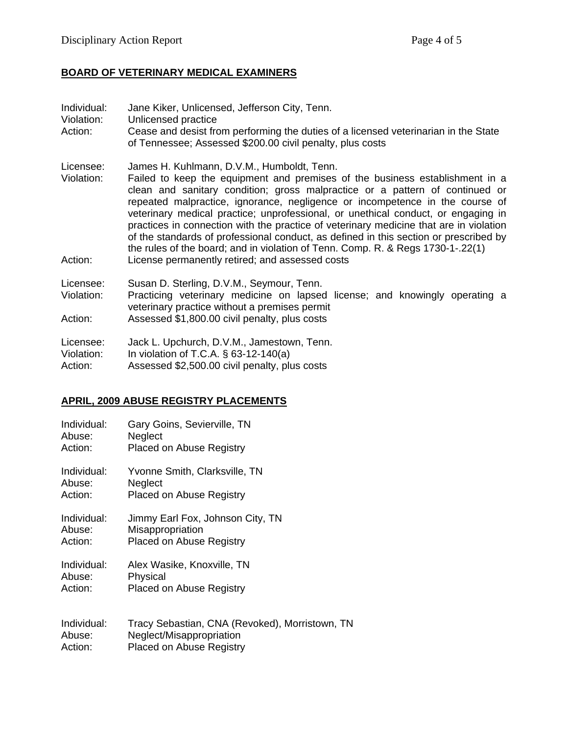## BOARD OF VETERINARY MEDICAL EXAMINERS

Individual: Jane Kiker, Unlicensed, Jefferson City, Tenn.
Violation: Unlicensed practice
Action: Cease and desist from performing the duties of a licensed veterinarian in the State of Tennessee; Assessed $200.00 civil penalty, plus costs

Licensee: James H. Kuhlmann, D.V.M., Humboldt, Tenn.
Violation: Failed to keep the equipment and premises of the business establishment in a clean and sanitary condition; gross malpractice or a pattern of continued or repeated malpractice, ignorance, negligence or incompetence in the course of veterinary medical practice; unprofessional, or unethical conduct, or engaging in practices in connection with the practice of veterinary medicine that are in violation of the standards of professional conduct, as defined in this section or prescribed by the rules of the board; and in violation of Tenn. Comp. R. & Regs 1730-1-.22(1)
Action: License permanently retired; and assessed costs

Licensee: Susan D. Sterling, D.V.M., Seymour, Tenn.
Violation: Practicing veterinary medicine on lapsed license; and knowingly operating a veterinary practice without a premises permit
Action: Assessed $1,800.00 civil penalty, plus costs

Licensee: Jack L. Upchurch, D.V.M., Jamestown, Tenn.
Violation: In violation of T.C.A. § 63-12-140(a)
Action: Assessed $2,500.00 civil penalty, plus costs

## APRIL, 2009 ABUSE REGISTRY PLACEMENTS

Individual: Gary Goins, Sevierville, TN
Abuse: Neglect
Action: Placed on Abuse Registry

Individual: Yvonne Smith, Clarksville, TN
Abuse: Neglect
Action: Placed on Abuse Registry

Individual: Jimmy Earl Fox, Johnson City, TN
Abuse: Misappropriation
Action: Placed on Abuse Registry

Individual: Alex Wasike, Knoxville, TN
Abuse: Physical
Action: Placed on Abuse Registry

Individual: Tracy Sebastian, CNA (Revoked), Morristown, TN
Abuse: Neglect/Misappropriation
Action: Placed on Abuse Registry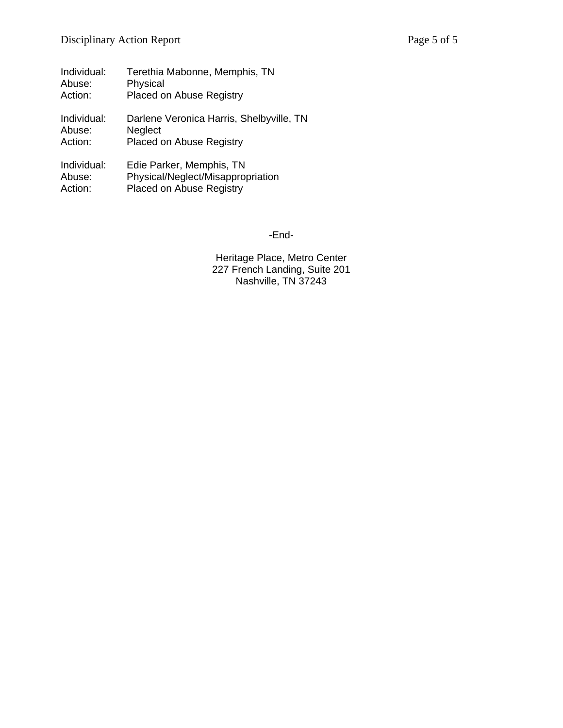Individual: Terethia Mabonne, Memphis, TN
Abuse: Physical
Action: Placed on Abuse Registry

Individual: Darlene Veronica Harris, Shelbyville, TN
Abuse: Neglect
Action: Placed on Abuse Registry

Individual: Edie Parker, Memphis, TN
Abuse: Physical/Neglect/Misappropriation
Action: Placed on Abuse Registry

-End-

Heritage Place, Metro Center
227 French Landing, Suite 201
Nashville, TN 37243